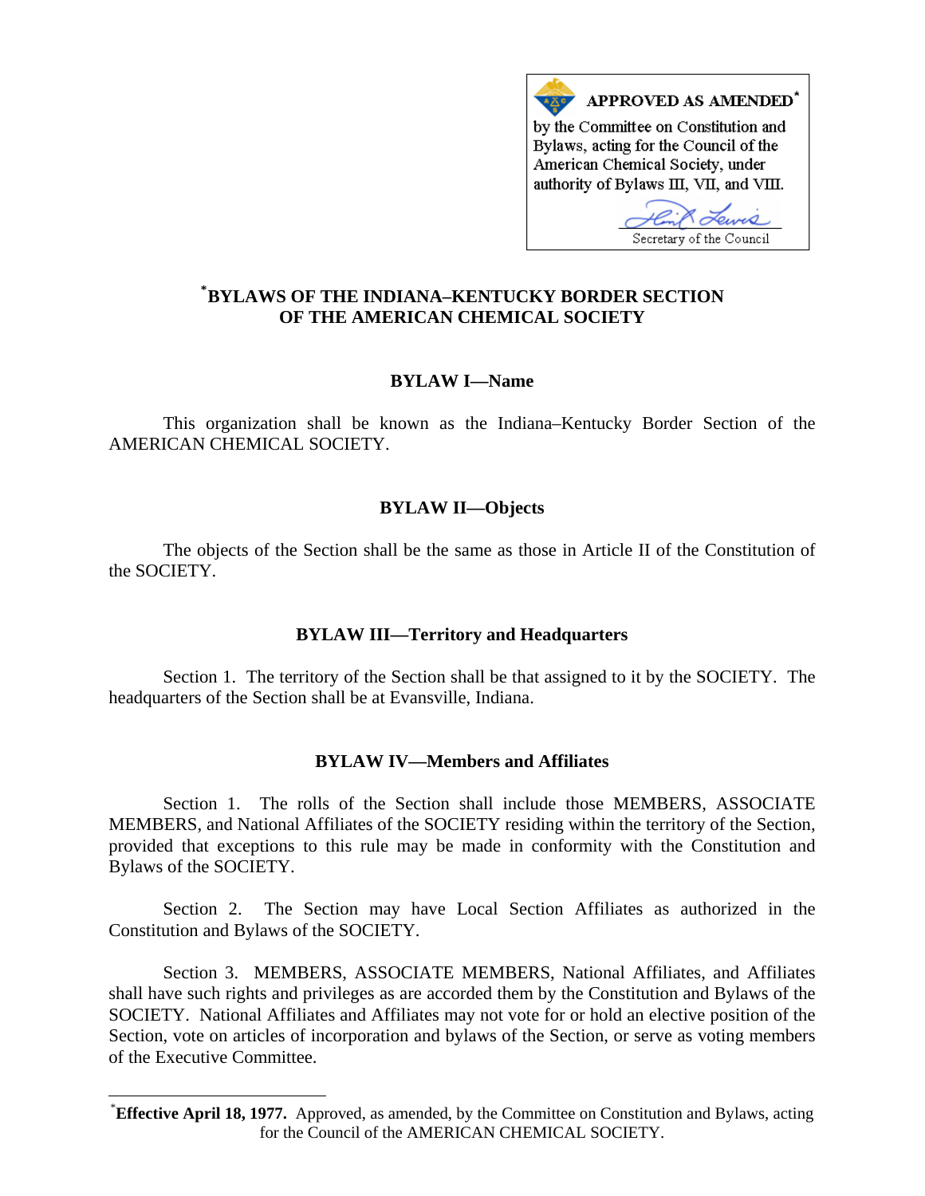**APPROVED AS AMENDED***
by the Committee on Constitution and Bylaws, acting for the Council of the American Chemical Society, under authority of Bylaws III, VII, and VIII.

Secretary of the Council

# *BYLAWS OF THE INDIANA–KENTUCKY BORDER SECTION OF THE AMERICAN CHEMICAL SOCIETY

## BYLAW I—Name

This organization shall be known as the Indiana–Kentucky Border Section of the AMERICAN CHEMICAL SOCIETY.

## BYLAW II—Objects

The objects of the Section shall be the same as those in Article II of the Constitution of the SOCIETY.

## BYLAW III—Territory and Headquarters

Section 1. The territory of the Section shall be that assigned to it by the SOCIETY. The headquarters of the Section shall be at Evansville, Indiana.

## BYLAW IV—Members and Affiliates

Section 1. The rolls of the Section shall include those MEMBERS, ASSOCIATE MEMBERS, and National Affiliates of the SOCIETY residing within the territory of the Section, provided that exceptions to this rule may be made in conformity with the Constitution and Bylaws of the SOCIETY.

Section 2. The Section may have Local Section Affiliates as authorized in the Constitution and Bylaws of the SOCIETY.

Section 3. MEMBERS, ASSOCIATE MEMBERS, National Affiliates, and Affiliates shall have such rights and privileges as are accorded them by the Constitution and Bylaws of the SOCIETY. National Affiliates and Affiliates may not vote for or hold an elective position of the Section, vote on articles of incorporation and bylaws of the Section, or serve as voting members of the Executive Committee.

---

*__Effective April 18, 1977.__ Approved, as amended, by the Committee on Constitution and Bylaws, acting for the Council of the AMERICAN CHEMICAL SOCIETY.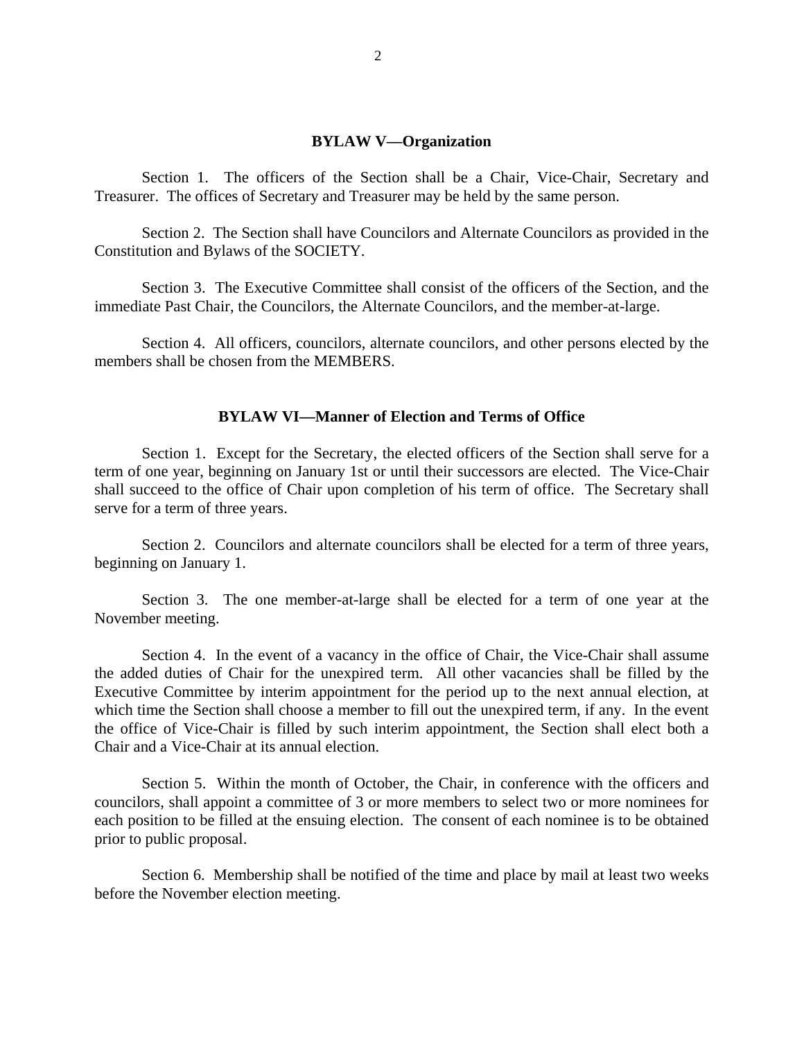## BYLAW V—Organization

Section 1. The officers of the Section shall be a Chair, Vice-Chair, Secretary and Treasurer. The offices of Secretary and Treasurer may be held by the same person.

Section 2. The Section shall have Councilors and Alternate Councilors as provided in the Constitution and Bylaws of the SOCIETY.

Section 3. The Executive Committee shall consist of the officers of the Section, and the immediate Past Chair, the Councilors, the Alternate Councilors, and the member-at-large.

Section 4. All officers, councilors, alternate councilors, and other persons elected by the members shall be chosen from the MEMBERS.

## BYLAW VI—Manner of Election and Terms of Office

Section 1. Except for the Secretary, the elected officers of the Section shall serve for a term of one year, beginning on January 1st or until their successors are elected. The Vice-Chair shall succeed to the office of Chair upon completion of his term of office. The Secretary shall serve for a term of three years.

Section 2. Councilors and alternate councilors shall be elected for a term of three years, beginning on January 1.

Section 3. The one member-at-large shall be elected for a term of one year at the November meeting.

Section 4. In the event of a vacancy in the office of Chair, the Vice-Chair shall assume the added duties of Chair for the unexpired term. All other vacancies shall be filled by the Executive Committee by interim appointment for the period up to the next annual election, at which time the Section shall choose a member to fill out the unexpired term, if any. In the event the office of Vice-Chair is filled by such interim appointment, the Section shall elect both a Chair and a Vice-Chair at its annual election.

Section 5. Within the month of October, the Chair, in conference with the officers and councilors, shall appoint a committee of 3 or more members to select two or more nominees for each position to be filled at the ensuing election. The consent of each nominee is to be obtained prior to public proposal.

Section 6. Membership shall be notified of the time and place by mail at least two weeks before the November election meeting.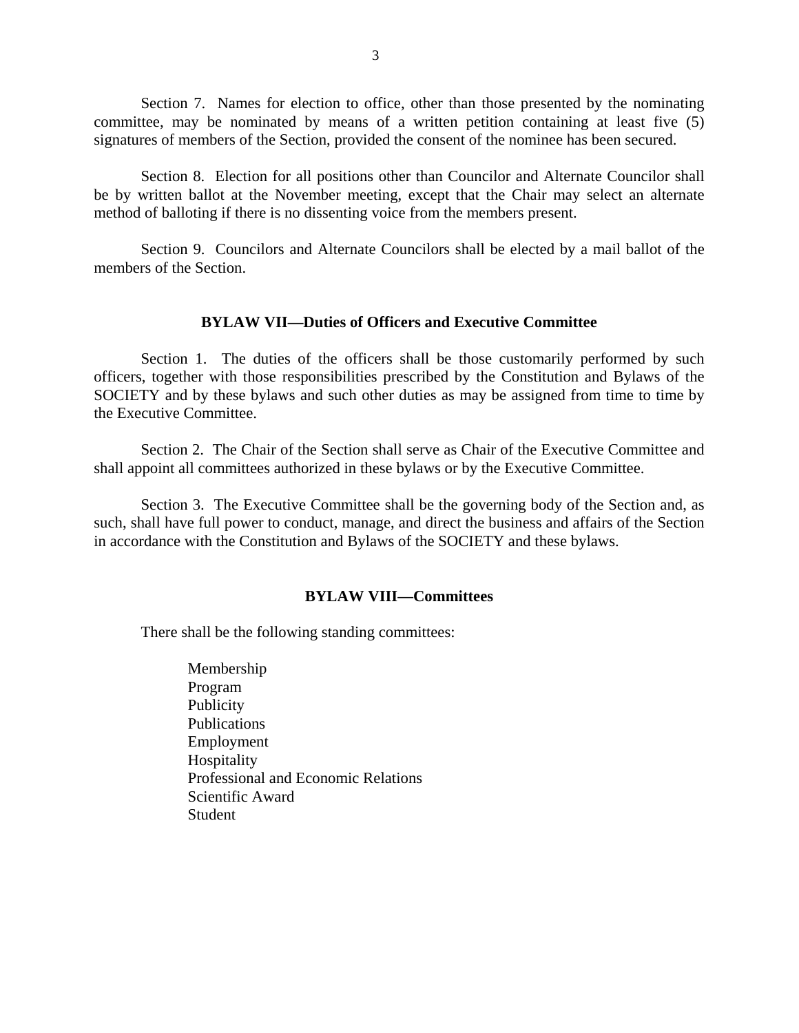Section 7. Names for election to office, other than those presented by the nominating committee, may be nominated by means of a written petition containing at least five (5) signatures of members of the Section, provided the consent of the nominee has been secured.

Section 8. Election for all positions other than Councilor and Alternate Councilor shall be by written ballot at the November meeting, except that the Chair may select an alternate method of balloting if there is no dissenting voice from the members present.

Section 9. Councilors and Alternate Councilors shall be elected by a mail ballot of the members of the Section.

## BYLAW VII—Duties of Officers and Executive Committee

Section 1. The duties of the officers shall be those customarily performed by such officers, together with those responsibilities prescribed by the Constitution and Bylaws of the SOCIETY and by these bylaws and such other duties as may be assigned from time to time by the Executive Committee.

Section 2. The Chair of the Section shall serve as Chair of the Executive Committee and shall appoint all committees authorized in these bylaws or by the Executive Committee.

Section 3. The Executive Committee shall be the governing body of the Section and, as such, shall have full power to conduct, manage, and direct the business and affairs of the Section in accordance with the Constitution and Bylaws of the SOCIETY and these bylaws.

## BYLAW VIII—Committees

There shall be the following standing committees:

- Membership
- Program
- Publicity
- Publications
- Employment
- Hospitality
- Professional and Economic Relations
- Scientific Award
- Student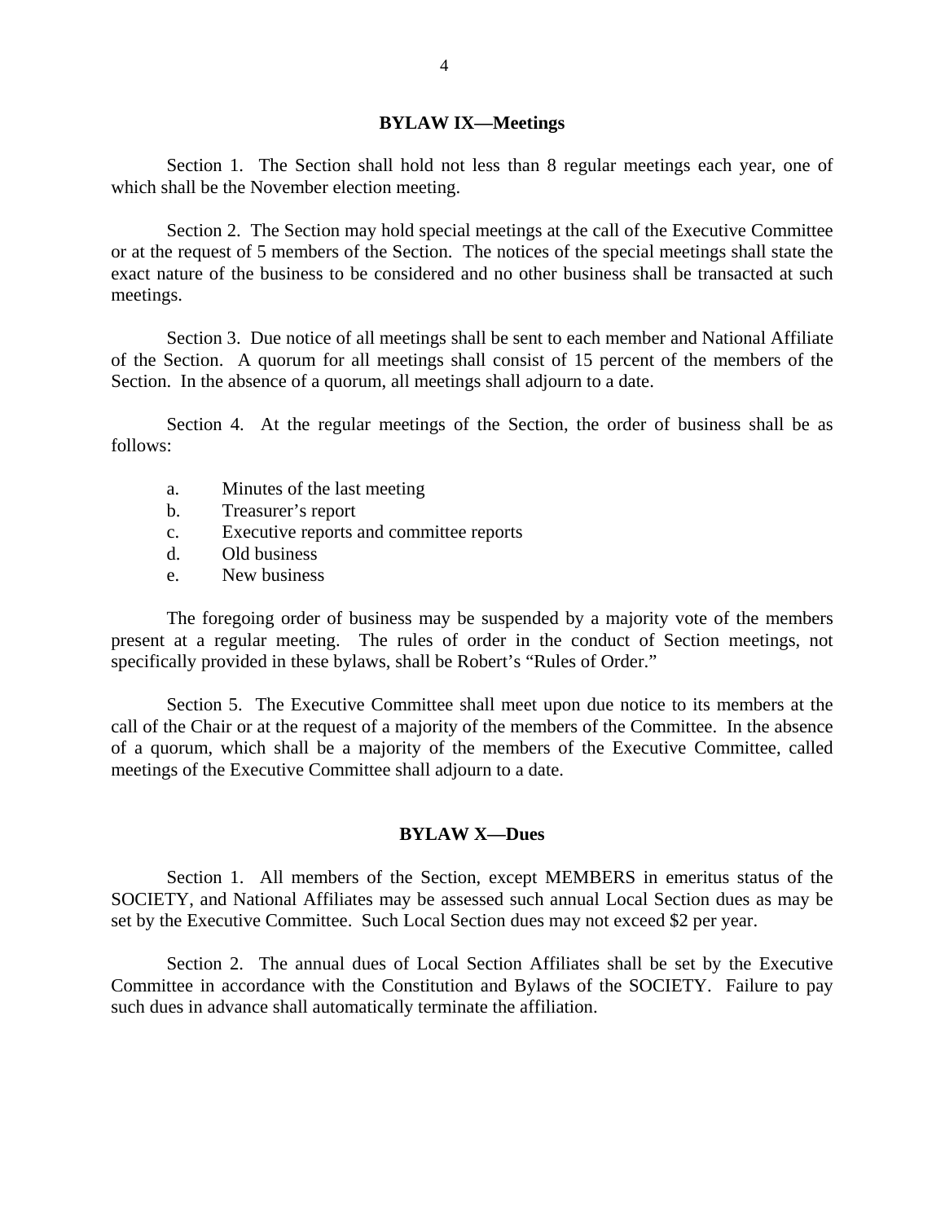## BYLAW IX—Meetings

Section 1. The Section shall hold not less than 8 regular meetings each year, one of which shall be the November election meeting.

Section 2. The Section may hold special meetings at the call of the Executive Committee or at the request of 5 members of the Section. The notices of the special meetings shall state the exact nature of the business to be considered and no other business shall be transacted at such meetings.

Section 3. Due notice of all meetings shall be sent to each member and National Affiliate of the Section. A quorum for all meetings shall consist of 15 percent of the members of the Section. In the absence of a quorum, all meetings shall adjourn to a date.

Section 4. At the regular meetings of the Section, the order of business shall be as follows:

a. Minutes of the last meeting
b. Treasurer's report
c. Executive reports and committee reports
d. Old business
e. New business

The foregoing order of business may be suspended by a majority vote of the members present at a regular meeting. The rules of order in the conduct of Section meetings, not specifically provided in these bylaws, shall be Robert's "Rules of Order."

Section 5. The Executive Committee shall meet upon due notice to its members at the call of the Chair or at the request of a majority of the members of the Committee. In the absence of a quorum, which shall be a majority of the members of the Executive Committee, called meetings of the Executive Committee shall adjourn to a date.

## BYLAW X—Dues

Section 1. All members of the Section, except MEMBERS in emeritus status of the SOCIETY, and National Affiliates may be assessed such annual Local Section dues as may be set by the Executive Committee. Such Local Section dues may not exceed $2 per year.

Section 2. The annual dues of Local Section Affiliates shall be set by the Executive Committee in accordance with the Constitution and Bylaws of the SOCIETY. Failure to pay such dues in advance shall automatically terminate the affiliation.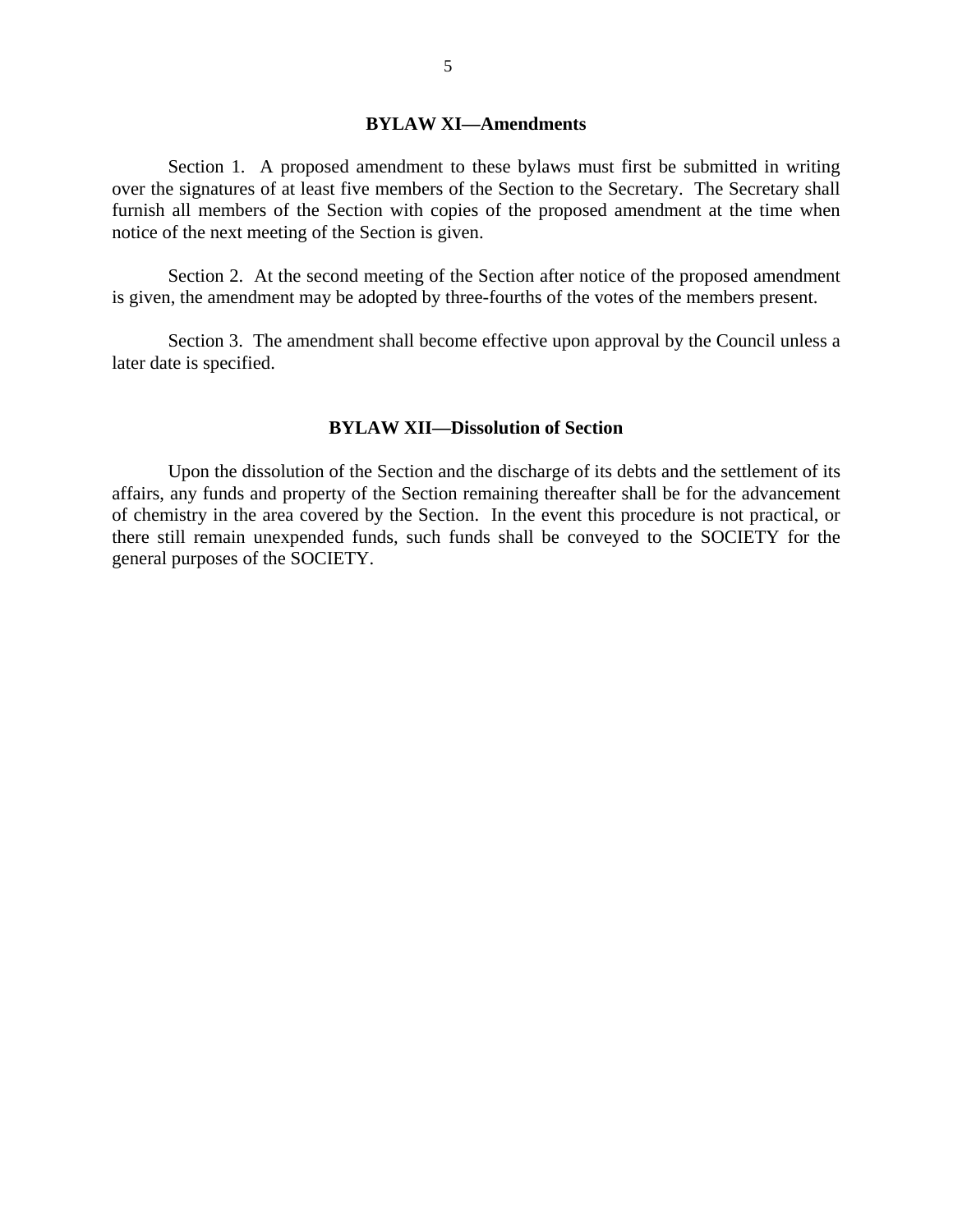## BYLAW XI—Amendments

Section 1. A proposed amendment to these bylaws must first be submitted in writing over the signatures of at least five members of the Section to the Secretary. The Secretary shall furnish all members of the Section with copies of the proposed amendment at the time when notice of the next meeting of the Section is given.

Section 2. At the second meeting of the Section after notice of the proposed amendment is given, the amendment may be adopted by three-fourths of the votes of the members present.

Section 3. The amendment shall become effective upon approval by the Council unless a later date is specified.

## BYLAW XII—Dissolution of Section

Upon the dissolution of the Section and the discharge of its debts and the settlement of its affairs, any funds and property of the Section remaining thereafter shall be for the advancement of chemistry in the area covered by the Section. In the event this procedure is not practical, or there still remain unexpended funds, such funds shall be conveyed to the SOCIETY for the general purposes of the SOCIETY.